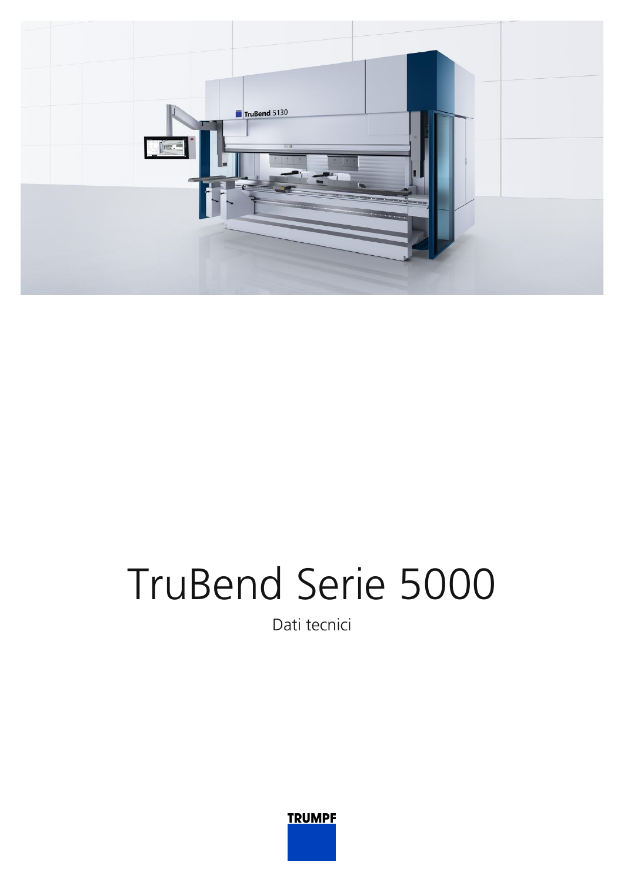# TruBend Serie 5000

Dati tecnici

TRUMPF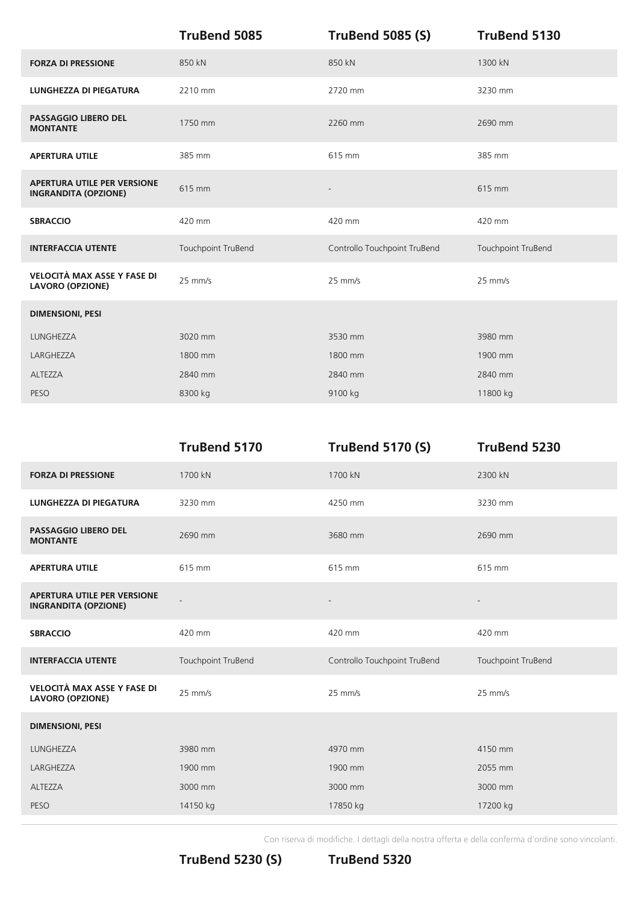| | TruBend 5085 | TruBend 5085 (S) | TruBend 5130 |
|---|---|---|---|
| **FORZA DI PRESSIONE** | 850 kN | 850 kN | 1300 kN |
| **LUNGHEZZA DI PIEGATURA** | 2210 mm | 2720 mm | 3230 mm |
| **PASSAGGIO LIBERO DEL MONTANTE** | 1750 mm | 2260 mm | 2690 mm |
| **APERTURA UTILE** | 385 mm | 615 mm | 385 mm |
| **APERTURA UTILE PER VERSIONE INGRANDITA (OPZIONE)** | 615 mm | - | 615 mm |
| **SBRACCIO** | 420 mm | 420 mm | 420 mm |
| **INTERFACCIA UTENTE** | Touchpoint TruBend | Controllo Touchpoint TruBend | Touchpoint TruBend |
| **VELOCITÀ MAX ASSE Y FASE DI LAVORO (OPZIONE)** | 25 mm/s | 25 mm/s | 25 mm/s |
| **DIMENSIONI, PESI** | | | |
| LUNGHEZZA | 3020 mm | 3530 mm | 3980 mm |
| LARGHEZZA | 1800 mm | 1800 mm | 1900 mm |
| ALTEZZA | 2840 mm | 2840 mm | 2840 mm |
| PESO | 8300 kg | 9100 kg | 11800 kg |

| | TruBend 5170 | TruBend 5170 (S) | TruBend 5230 |
|---|---|---|---|
| **FORZA DI PRESSIONE** | 1700 kN | 1700 kN | 2300 kN |
| **LUNGHEZZA DI PIEGATURA** | 3230 mm | 4250 mm | 3230 mm |
| **PASSAGGIO LIBERO DEL MONTANTE** | 2690 mm | 3680 mm | 2690 mm |
| **APERTURA UTILE** | 615 mm | 615 mm | 615 mm |
| **APERTURA UTILE PER VERSIONE INGRANDITA (OPZIONE)** | - | - | - |
| **SBRACCIO** | 420 mm | 420 mm | 420 mm |
| **INTERFACCIA UTENTE** | Touchpoint TruBend | Controllo Touchpoint TruBend | Touchpoint TruBend |
| **VELOCITÀ MAX ASSE Y FASE DI LAVORO (OPZIONE)** | 25 mm/s | 25 mm/s | 25 mm/s |
| **DIMENSIONI, PESI** | | | |
| LUNGHEZZA | 3980 mm | 4970 mm | 4150 mm |
| LARGHEZZA | 1900 mm | 1900 mm | 2055 mm |
| ALTEZZA | 3000 mm | 3000 mm | 3000 mm |
| PESO | 14150 kg | 17850 kg | 17200 kg |

Con riserva di modifiche. I dettagli della nostra offerta e della conferma d'ordine sono vincolanti.

| | TruBend 5230 (S) | TruBend 5320 |
|---|---|---|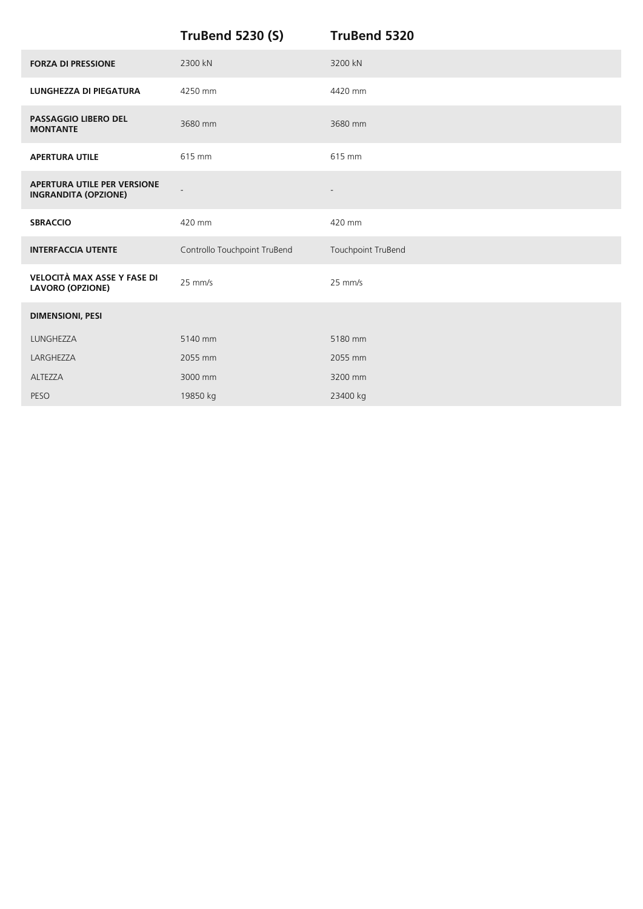| | TruBend 5230 (S) | TruBend 5320 |
|---|---|---|
| **FORZA DI PRESSIONE** | 2300 kN | 3200 kN |
| **LUNGHEZZA DI PIEGATURA** | 4250 mm | 4420 mm |
| **PASSAGGIO LIBERO DEL MONTANTE** | 3680 mm | 3680 mm |
| **APERTURA UTILE** | 615 mm | 615 mm |
| **APERTURA UTILE PER VERSIONE INGRANDITA (OPZIONE)** | - | - |
| **SBRACCIO** | 420 mm | 420 mm |
| **INTERFACCIA UTENTE** | Controllo Touchpoint TruBend | Touchpoint TruBend |
| **VELOCITÀ MAX ASSE Y FASE DI LAVORO (OPZIONE)** | 25 mm/s | 25 mm/s |
| **DIMENSIONI, PESI** | | |
| LUNGHEZZA | 5140 mm | 5180 mm |
| LARGHEZZA | 2055 mm | 2055 mm |
| ALTEZZA | 3000 mm | 3200 mm |
| PESO | 19850 kg | 23400 kg |